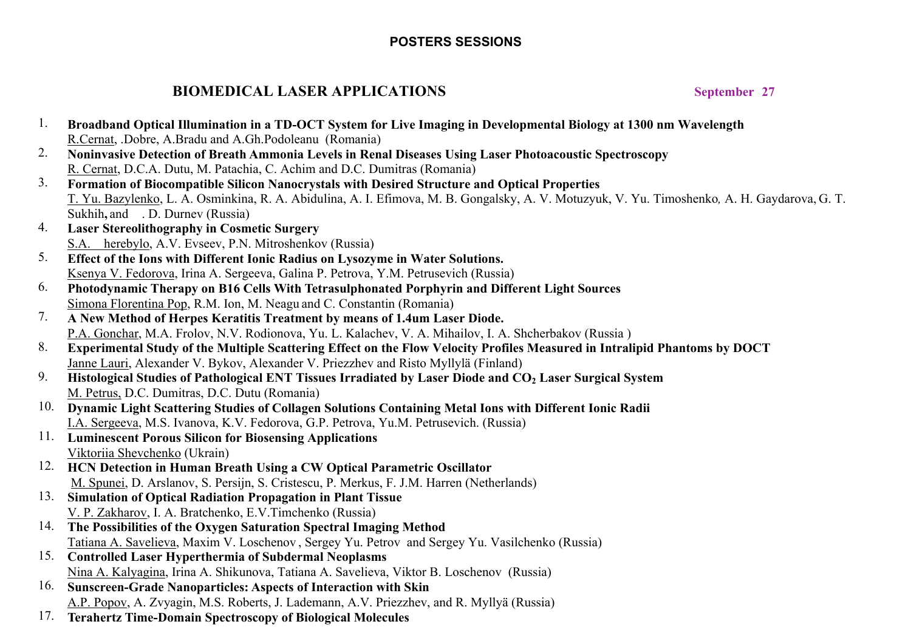**POSTERS SESSIONS**

## BIOMEDICAL LASER APPLICATIONS

**September 27**

1. **Broadband Optical Illumination in a TD-OCT System for Live Imaging in Developmental Biology at 1300 nm Wavelength**
   R.Cernat, .Dobre, A.Bradu and A.Gh.Podoleanu (Romania)
2. **Noninvasive Detection of Breath Ammonia Levels in Renal Diseases Using Laser Photoacoustic Spectroscopy**
   R. Cernat, D.C.A. Dutu, M. Patachia, C. Achim and D.C. Dumitras (Romania)
3. **Formation of Biocompatible Silicon Nanocrystals with Desired Structure and Optical Properties**
   T. Yu. Bazylenko, L. A. Osminkina, R. A. Abidulina, A. I. Efimova, M. B. Gongalsky, A. V. Motuzyuk, V. Yu. Timoshenko*,* A. H. Gaydarova, G. T. Sukhih**,** and . D. Durnev (Russia)
4. **Laser Stereolithography in Cosmetic Surgery**
   S.A. herebylo, A.V. Evseev, P.N. Mitroshenkov (Russia)
5. **Effect of the Ions with Different Ionic Radius on Lysozyme in Water Solutions.**
   Ksenya V. Fedorova, Irina A. Sergeeva, Galina P. Petrova, Y.M. Petrusevich (Russia)
6. **Photodynamic Therapy on B16 Cells With Tetrasulphonated Porphyrin and Different Light Sources**
   Simona Florentina Pop, R.M. Ion, M. Neagu and C. Constantin (Romania)
7. **A New Method of Herpes Keratitis Treatment by means of 1.4um Laser Diode.**
   P.A. Gonchar, M.A. Frolov, N.V. Rodionova, Yu. L. Kalachev, V. A. Mihailov, I. A. Shcherbakov (Russia )
8. **Experimental Study of the Multiple Scattering Effect on the Flow Velocity Profiles Measured in Intralipid Phantoms by DOCT**
   Janne Lauri, Alexander V. Bykov, Alexander V. Priezzhev and Risto Myllylä (Finland)
9. **Histological Studies of Pathological ENT Tissues Irradiated by Laser Diode and $CO_2$ Laser Surgical System**
   M. Petrus, D.C. Dumitras, D.C. Dutu (Romania)
10. **Dynamic Light Scattering Studies of Collagen Solutions Containing Metal Ions with Different Ionic Radii**
    I.A. Sergeeva, M.S. Ivanova, K.V. Fedorova, G.P. Petrova, Yu.M. Petrusevich. (Russia)
11. **Luminescent Porous Silicon for Biosensing Applications**
    Viktoriia Shevchenko (Ukrain)
12. **HCN Detection in Human Breath Using a CW Optical Parametric Oscillator**
    M. Spunei, D. Arslanov, S. Persijn, S. Cristescu, P. Merkus, F. J.M. Harren (Netherlands)
13. **Simulation of Optical Radiation Propagation in Plant Tissue**
    V. P. Zakharov, I. A. Bratchenko, E.V.Timchenko (Russia)
14. **The Possibilities of the Oxygen Saturation Spectral Imaging Method**
    Tatiana A. Savelieva, Maxim V. Loschenov , Sergey Yu. Petrov and Sergey Yu. Vasilchenko (Russia)
15. **Controlled Laser Hyperthermia of Subdermal Neoplasms**
    Nina A. Kalyagina, Irina A. Shikunova, Tatiana A. Savelieva, Viktor B. Loschenov (Russia)
16. **Sunscreen-Grade Nanoparticles: Aspects of Interaction with Skin**
    A.P. Popov, A. Zvyagin, M.S. Roberts, J. Lademann, A.V. Priezzhev, and R. Myllyä (Russia)
17. **Terahertz Time-Domain Spectroscopy of Biological Molecules**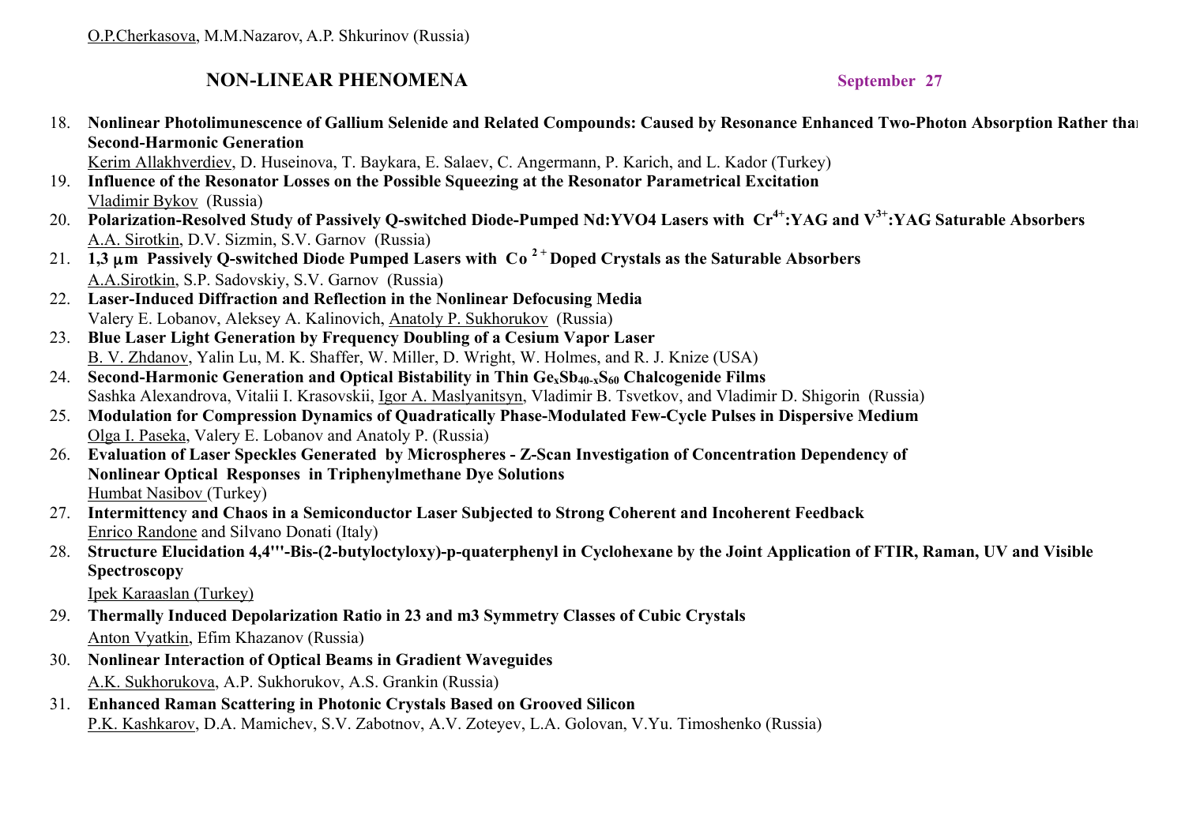O.P.Cherkasova, M.M.Nazarov, A.P. Shkurinov (Russia)

## NON-LINEAR PHENOMENA

September 27

18. **Nonlinear Photolimunescence of Gallium Selenide and Related Compounds: Caused by Resonance Enhanced Two-Photon Absorption Rather than Second-Harmonic Generation**
    Kerim Allakhverdiev, D. Huseinova, T. Baykara, E. Salaev, C. Angermann, P. Karich, and L. Kador (Turkey)
19. **Influence of the Resonator Losses on the Possible Squeezing at the Resonator Parametrical Excitation**
    Vladimir Bykov (Russia)
20. **Polarization-Resolved Study of Passively Q-switched Diode-Pumped Nd:YVO4 Lasers with $Cr^{4+}$:YAG and $V^{3+}$:YAG Saturable Absorbers**
    A.A. Sirotkin, D.V. Sizmin, S.V. Garnov (Russia)
21. **1,3 μm Passively Q-switched Diode Pumped Lasers with $Co^{2+}$ Doped Crystals as the Saturable Absorbers**
    A.A.Sirotkin, S.P. Sadovskiy, S.V. Garnov (Russia)
22. **Laser-Induced Diffraction and Reflection in the Nonlinear Defocusing Media**
    Valery E. Lobanov, Aleksey A. Kalinovich, Anatoly P. Sukhorukov (Russia)
23. **Blue Laser Light Generation by Frequency Doubling of a Cesium Vapor Laser**
    B. V. Zhdanov, Yalin Lu, M. K. Shaffer, W. Miller, D. Wright, W. Holmes, and R. J. Knize (USA)
24. **Second-Harmonic Generation and Optical Bistability in Thin $Ge_xSb_{40-x}S_{60}$ Chalcogenide Films**
    Sashka Alexandrova, Vitalii I. Krasovskii, Igor A. Maslyanitsyn, Vladimir B. Tsvetkov, and Vladimir D. Shigorin (Russia)
25. **Modulation for Compression Dynamics of Quadratically Phase-Modulated Few-Cycle Pulses in Dispersive Medium**
    Olga I. Paseka, Valery E. Lobanov and Anatoly P. (Russia)
26. **Evaluation of Laser Speckles Generated by Microspheres - Z-Scan Investigation of Concentration Dependency of Nonlinear Optical Responses in Triphenylmethane Dye Solutions**
    Humbat Nasibov (Turkey)
27. **Intermittency and Chaos in a Semiconductor Laser Subjected to Strong Coherent and Incoherent Feedback**
    Enrico Randone and Silvano Donati (Italy)
28. **Structure Elucidation 4,4'''-Bis-(2-butyloctyloxy)-p-quaterphenyl in Cyclohexane by the Joint Application of FTIR, Raman, UV and Visible Spectroscopy**
    Ipek Karaaslan (Turkey)
29. **Thermally Induced Depolarization Ratio in 23 and m3 Symmetry Classes of Cubic Crystals**
    Anton Vyatkin, Efim Khazanov (Russia)
30. **Nonlinear Interaction of Optical Beams in Gradient Waveguides**
    A.K. Sukhorukova, A.P. Sukhorukov, A.S. Grankin (Russia)
31. **Enhanced Raman Scattering in Photonic Crystals Based on Grooved Silicon**
    P.K. Kashkarov, D.A. Mamichev, S.V. Zabotnov, A.V. Zoteyev, L.A. Golovan, V.Yu. Timoshenko (Russia)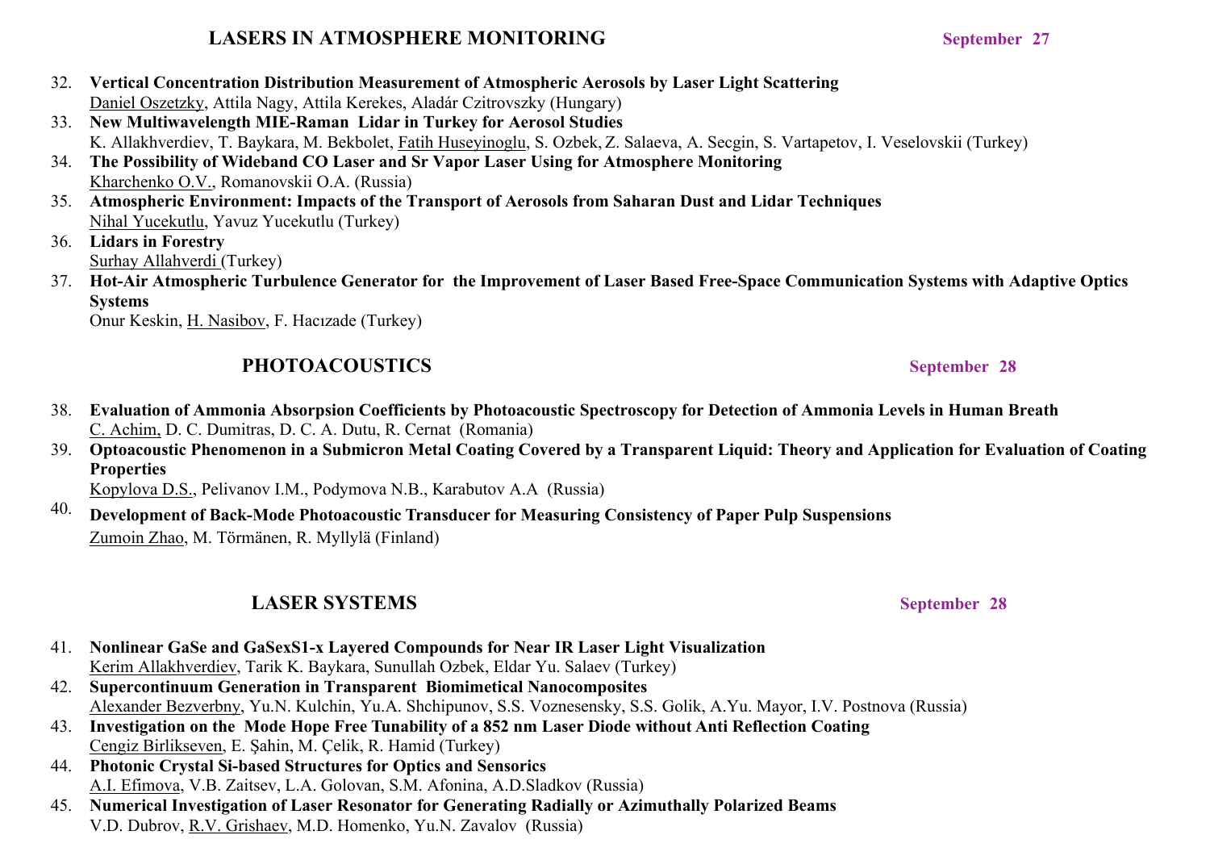## LASERS IN ATMOSPHERE MONITORING

**September 27**

32. **Vertical Concentration Distribution Measurement of Atmospheric Aerosols by Laser Light Scattering**
    Daniel Oszetzky, Attila Nagy, Attila Kerekes, Aladár Czitrovszky (Hungary)
33. **New Multiwavelength MIE-Raman Lidar in Turkey for Aerosol Studies**
    K. Allakhverdiev, T. Baykara, M. Bekbolet, Fatih Huseyinoglu, S. Ozbek, Z. Salaeva, A. Secgin, S. Vartapetov, I. Veselovskii (Turkey)
34. **The Possibility of Wideband CO Laser and Sr Vapor Laser Using for Atmosphere Monitoring**
    Kharchenko O.V., Romanovskii O.A. (Russia)
35. **Atmospheric Environment: Impacts of the Transport of Aerosols from Saharan Dust and Lidar Techniques**
    Nihal Yucekutlu, Yavuz Yucekutlu (Turkey)
36. **Lidars in Forestry**
    Surhay Allahverdi (Turkey)
37. **Hot-Air Atmospheric Turbulence Generator for the Improvement of Laser Based Free-Space Communication Systems with Adaptive Optics Systems**
    Onur Keskin, H. Nasibov, F. Hacızade (Turkey)

## PHOTOACOUSTICS

**September 28**

38. **Evaluation of Ammonia Absorpsion Coefficients by Photoacoustic Spectroscopy for Detection of Ammonia Levels in Human Breath**
    C. Achim, D. C. Dumitras, D. C. A. Dutu, R. Cernat (Romania)
39. **Optoacoustic Phenomenon in a Submicron Metal Coating Covered by a Transparent Liquid: Theory and Application for Evaluation of Coating Properties**
    Kopylova D.S., Pelivanov I.M., Podymova N.B., Karabutov A.A (Russia)
40. **Development of Back-Mode Photoacoustic Transducer for Measuring Consistency of Paper Pulp Suspensions**
    Zumoin Zhao, M. Törmänen, R. Myllylä (Finland)

## LASER SYSTEMS

**September 28**

41. **Nonlinear GaSe and GaSexS1-x Layered Compounds for Near IR Laser Light Visualization**
    Kerim Allakhverdiev, Tarik K. Baykara, Sunullah Ozbek, Eldar Yu. Salaev (Turkey)
42. **Supercontinuum Generation in Transparent Biomimetical Nanocomposites**
    Alexander Bezverbny, Yu.N. Kulchin, Yu.A. Shchipunov, S.S. Voznesensky, S.S. Golik, A.Yu. Mayor, I.V. Postnova (Russia)
43. **Investigation on the Mode Hope Free Tunability of a 852 nm Laser Diode without Anti Reflection Coating**
    Cengiz Birlikseven, E. Şahin, M. Çelik, R. Hamid (Turkey)
44. **Photonic Crystal Si-based Structures for Optics and Sensorics**
    A.I. Efimova, V.B. Zaitsev, L.A. Golovan, S.M. Afonina, A.D.Sladkov (Russia)
45. **Numerical Investigation of Laser Resonator for Generating Radially or Azimuthally Polarized Beams**
    V.D. Dubrov, R.V. Grishaev, M.D. Homenko, Yu.N. Zavalov (Russia)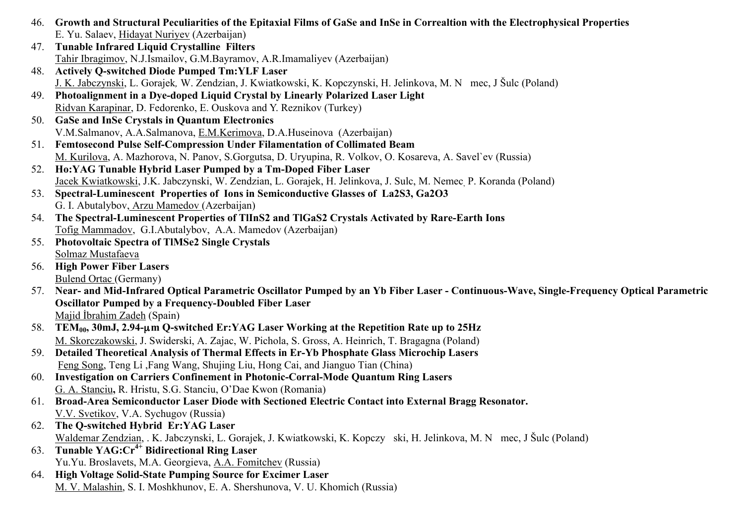46. **Growth and Structural Peculiarities of the Epitaxial Films of GaSe and InSe in Correaltion with the Electrophysical Properties**
    E. Yu. Salaev, Hidayat Nuriyev (Azerbaijan)
47. **Tunable Infrared Liquid Crystalline Filters**
    Tahir Ibragimov, N.J.Ismailov, G.M.Bayramov, A.R.Imamaliyev (Azerbaijan)
48. **Actively Q-switched Diode Pumped Tm:YLF Laser**
    J. K. Jabczynski, L. Gorajek, W. Zendzian, J. Kwiatkowski, K. Kopczynski, H. Jelinkova, M. N mec, J Šulc (Poland)
49. **Photoalignment in a Dye-doped Liquid Crystal by Linearly Polarized Laser Light**
    Ridvan Karapinar, D. Fedorenko, E. Ouskova and Y. Reznikov (Turkey)
50. **GaSe and InSe Crystals in Quantum Electronics**
    V.M.Salmanov, A.A.Salmanova, E.M.Kerimova, D.A.Huseinova (Azerbaijan)
51. **Femtosecond Pulse Self-Compression Under Filamentation of Collimated Beam**
    M. Kurilova, A. Mazhorova, N. Panov, S.Gorgutsa, D. Uryupina, R. Volkov, O. Kosareva, A. Savel`ev (Russia)
52. **Ho:YAG Tunable Hybrid Laser Pumped by a Tm-Doped Fiber Laser**
    Jacek Kwiatkowski, J.K. Jabczynski, W. Zendzian, L. Gorajek, H. Jelinkova, J. Sulc, M. Nemec, P. Koranda (Poland)
53. **Spectral-Luminescent Properties of Ions in Semiconductive Glasses of La2S3, Ga2O3**
    G. I. Abutalybov, Arzu Mamedov (Azerbaijan)
54. **The Spectral-Luminescent Properties of TlInS2 and TlGaS2 Crystals Activated by Rare-Earth Ions**
    Tofig Mammadov, G.I.Abutalybov, A.A. Mamedov (Azerbaijan)
55. **Photovoltaic Spectra of TlMSe2 Single Crystals**
    Solmaz Mustafaeva
56. **High Power Fiber Lasers**
    Bulend Ortac (Germany)
57. **Near- and Mid-Infrared Optical Parametric Oscillator Pumped by an Yb Fiber Laser - Continuous-Wave, Single-Frequency Optical Parametric Oscillator Pumped by a Frequency-Doubled Fiber Laser**
    Majid İbrahim Zadeh (Spain)
58. **$TEM_{00}$, 30mJ, 2.94-μm Q-switched Er:YAG Laser Working at the Repetition Rate up to 25Hz**
    M. Skorczakowski, J. Swiderski, A. Zajac, W. Pichola, S. Gross, A. Heinrich, T. Bragagna (Poland)
59. **Detailed Theoretical Analysis of Thermal Effects in Er-Yb Phosphate Glass Microchip Lasers**
    Feng Song, Teng Li ,Fang Wang, Shujing Liu, Hong Cai, and Jianguo Tian (China)
60. **Investigation on Carriers Confinement in Photonic-Corral-Mode Quantum Ring Lasers**
    G. A. Stanciu, R. Hristu, S.G. Stanciu, O'Dae Kwon (Romania)
61. **Broad-Area Semiconductor Laser Diode with Sectioned Electric Contact into External Bragg Resonator.**
    V.V. Svetikov, V.A. Sychugov (Russia)
62. **The Q-switched Hybrid Er:YAG Laser**
    Waldemar Zendzian, . K. Jabczynski, L. Gorajek, J. Kwiatkowski, K. Kopczy ski, H. Jelinkova, M. N mec, J Šulc (Poland)
63. **Tunable YAG:$Cr^{4+}$ Bidirectional Ring Laser**
    Yu.Yu. Broslavets, M.A. Georgieva, A.A. Fomitchev (Russia)
64. **High Voltage Solid-State Pumping Source for Excimer Laser**
    M. V. Malashin, S. I. Moshkhunov, E. A. Shershunova, V. U. Khomich (Russia)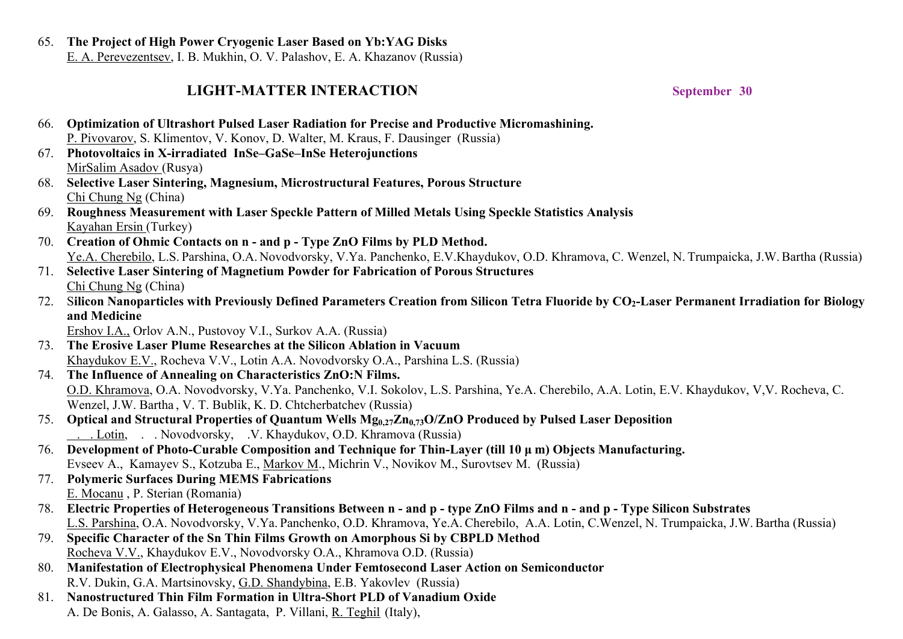65. **The Project of High Power Cryogenic Laser Based on Yb:YAG Disks**
E. A. Perevezentsev, I. B. Mukhin, O. V. Palashov, E. A. Khazanov (Russia)

## LIGHT-MATTER INTERACTION

**September 30**

66. **Optimization of Ultrashort Pulsed Laser Radiation for Precise and Productive Micromashining.**
P. Pivovarov, S. Klimentov, V. Konov, D. Walter, M. Kraus, F. Dausinger (Russia)
67. **Photovoltaics in X-irradiated InSe–GaSe–InSe Heterojunctions**
MirSalim Asadov (Rusya)
68. **Selective Laser Sintering, Magnesium, Microstructural Features, Porous Structure**
Chi Chung Ng (China)
69. **Roughness Measurement with Laser Speckle Pattern of Milled Metals Using Speckle Statistics Analysis**
Kayahan Ersin (Turkey)
70. **Creation of Ohmic Contacts on n - and p - Type ZnO Films by PLD Method.**
Ye.A. Cherebilo, L.S. Parshina, O.A. Novodvorsky, V.Ya. Panchenko, E.V.Khaydukov, O.D. Khramova, C. Wenzel, N. Trumpaicka, J.W. Bartha (Russia)
71. **Selective Laser Sintering of Magnetium Powder for Fabrication of Porous Structures**
Chi Chung Ng (China)
72. **Silicon Nanoparticles with Previously Defined Parameters Creation from Silicon Tetra Fluoride by $CO_2$-Laser Permanent Irradiation for Biology and Medicine**
Ershov I.A., Orlov A.N., Pustovoy V.I., Surkov A.A. (Russia)
73. **The Erosive Laser Plume Researches at the Silicon Ablation in Vacuum**
Khaydukov E.V., Rocheva V.V., Lotin A.A. Novodvorsky O.A., Parshina L.S. (Russia)
74. **The Influence of Annealing on Characteristics ZnO:N Films.**
O.D. Khramova, O.A. Novodvorsky, V.Ya. Panchenko, V.I. Sokolov, L.S. Parshina, Ye.A. Cherebilo, A.A. Lotin, E.V. Khaydukov, V,V. Rocheva, C. Wenzel, J.W. Bartha , V. T. Bublik, K. D. Chtcherbatchev (Russia)
75. **Optical and Structural Properties of Quantum Wells $Mg_{0,27}Zn_{0,73}O$/ZnO Produced by Pulsed Laser Deposition**
. . Lotin, . . Novodvorsky, .V. Khaydukov, O.D. Khramova (Russia)
76. **Development of Photo-Curable Composition and Technique for Thin-Layer (till 10 μ m) Objects Manufacturing.**
Evseev A., Kamayev S., Kotzuba E., Markov M., Michrin V., Novikov M., Surovtsev M. (Russia)
77. **Polymeric Surfaces During MEMS Fabrications**
E. Mocanu , P. Sterian (Romania)
78. **Electric Properties of Heterogeneous Transitions Between n - and p - type ZnO Films and n - and p - Type Silicon Substrates**
L.S. Parshina, O.A. Novodvorsky, V.Ya. Panchenko, O.D. Khramova, Ye.A. Cherebilo, A.A. Lotin, C.Wenzel, N. Trumpaicka, J.W. Bartha (Russia)
79. **Specific Character of the Sn Thin Films Growth on Amorphous Si by CBPLD Method**
Rocheva V.V., Khaydukov E.V., Novodvorsky O.A., Khramova O.D. (Russia)
80. **Manifestation of Electrophysical Phenomena Under Femtosecond Laser Action on Semiconductor**
R.V. Dukin, G.A. Martsinovsky, G.D. Shandybina, E.B. Yakovlev (Russia)
81. **Nanostructured Thin Film Formation in Ultra-Short PLD of Vanadium Oxide**
A. De Bonis, A. Galasso, A. Santagata, P. Villani, R. Teghil (Italy),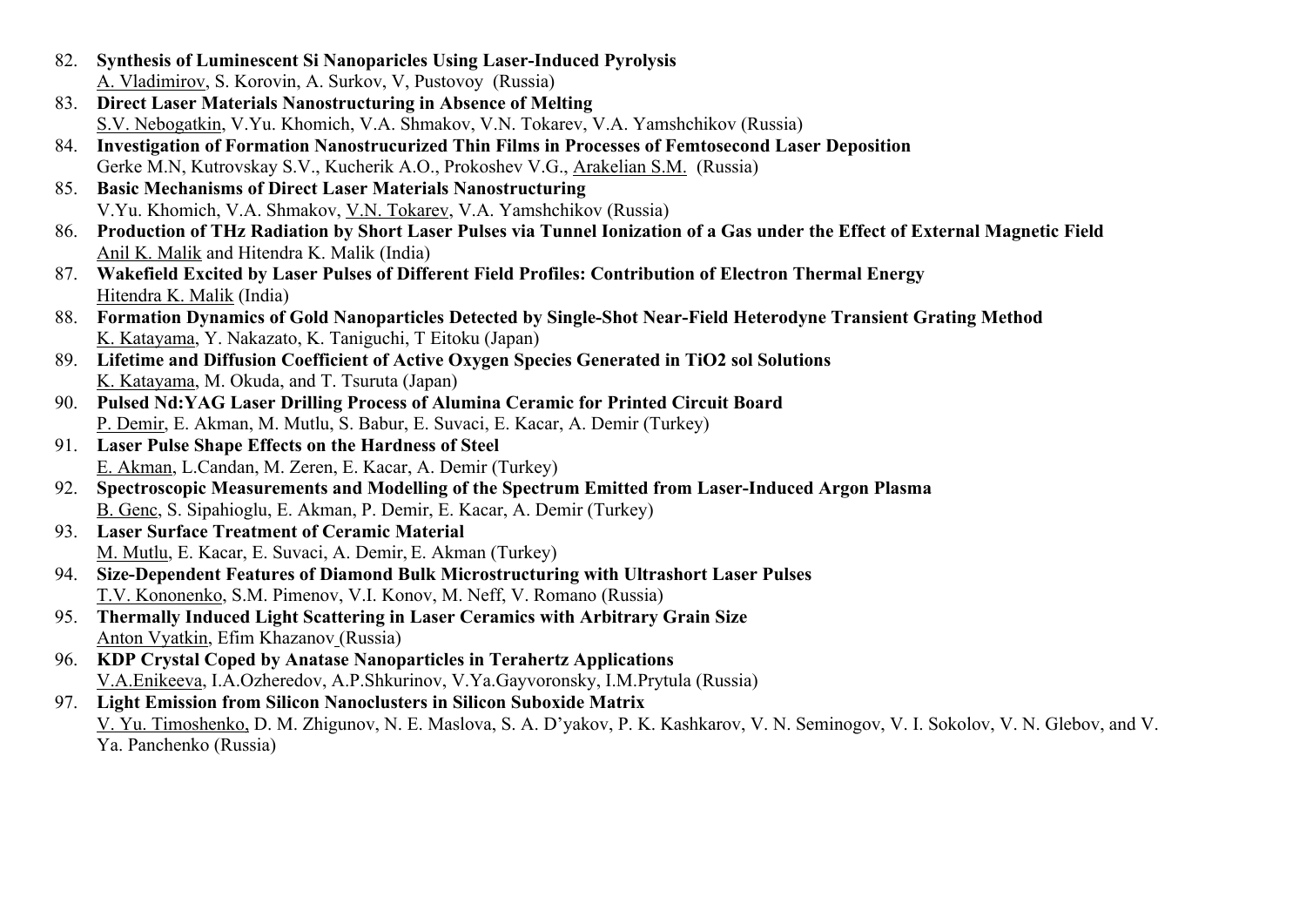82. **Synthesis of Luminescent Si Nanoparicles Using Laser-Induced Pyrolysis**
    A. Vladimirov, S. Korovin, A. Surkov, V, Pustovoy (Russia)
83. **Direct Laser Materials Nanostructuring in Absence of Melting**
    S.V. Nebogatkin, V.Yu. Khomich, V.A. Shmakov, V.N. Tokarev, V.A. Yamshchikov (Russia)
84. **Investigation of Formation Nanostrucurized Thin Films in Processes of Femtosecond Laser Deposition**
    Gerke M.N, Kutrovskay S.V., Kucherik A.O., Prokoshev V.G., Arakelian S.M. (Russia)
85. **Basic Mechanisms of Direct Laser Materials Nanostructuring**
    V.Yu. Khomich, V.A. Shmakov, V.N. Tokarev, V.A. Yamshchikov (Russia)
86. **Production of THz Radiation by Short Laser Pulses via Tunnel Ionization of a Gas under the Effect of External Magnetic Field**
    Anil K. Malik and Hitendra K. Malik (India)
87. **Wakefield Excited by Laser Pulses of Different Field Profiles: Contribution of Electron Thermal Energy**
    Hitendra K. Malik (India)
88. **Formation Dynamics of Gold Nanoparticles Detected by Single-Shot Near-Field Heterodyne Transient Grating Method**
    K. Katayama, Y. Nakazato, K. Taniguchi, T Eitoku (Japan)
89. **Lifetime and Diffusion Coefficient of Active Oxygen Species Generated in TiO2 sol Solutions**
    K. Katayama, M. Okuda, and T. Tsuruta (Japan)
90. **Pulsed Nd:YAG Laser Drilling Process of Alumina Ceramic for Printed Circuit Board**
    P. Demir, E. Akman, M. Mutlu, S. Babur, E. Suvaci, E. Kacar, A. Demir (Turkey)
91. **Laser Pulse Shape Effects on the Hardness of Steel**
    E. Akman, L.Candan, M. Zeren, E. Kacar, A. Demir (Turkey)
92. **Spectroscopic Measurements and Modelling of the Spectrum Emitted from Laser-Induced Argon Plasma**
    B. Genc, S. Sipahioglu, E. Akman, P. Demir, E. Kacar, A. Demir (Turkey)
93. **Laser Surface Treatment of Ceramic Material**
    M. Mutlu, E. Kacar, E. Suvaci, A. Demir, E. Akman (Turkey)
94. **Size-Dependent Features of Diamond Bulk Microstructuring with Ultrashort Laser Pulses**
    T.V. Kononenko, S.M. Pimenov, V.I. Konov, M. Neff, V. Romano (Russia)
95. **Thermally Induced Light Scattering in Laser Ceramics with Arbitrary Grain Size**
    Anton Vyatkin, Efim Khazanov (Russia)
96. **KDP Crystal Coped by Anatase Nanoparticles in Terahertz Applications**
    V.A.Enikeeva, I.A.Ozheredov, A.P.Shkurinov, V.Ya.Gayvoronsky, I.M.Prytula (Russia)
97. **Light Emission from Silicon Nanoclusters in Silicon Suboxide Matrix**
    V. Yu. Timoshenko, D. M. Zhigunov, N. E. Maslova, S. A. D'yakov, P. K. Kashkarov, V. N. Seminogov, V. I. Sokolov, V. N. Glebov, and V. Ya. Panchenko (Russia)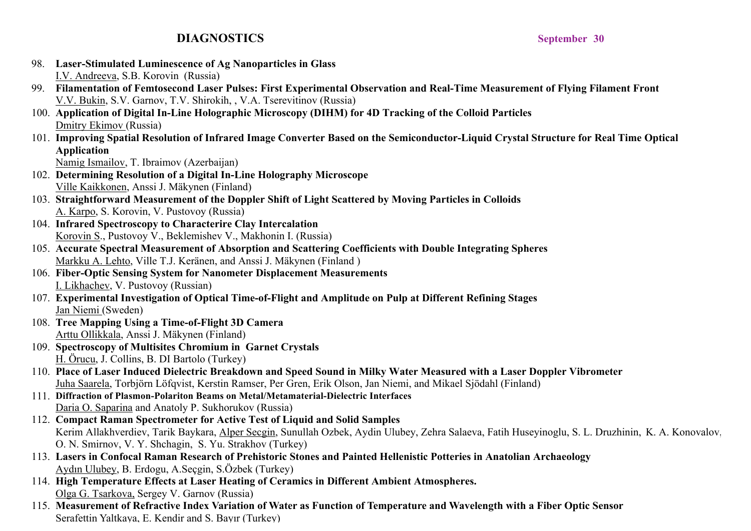## DIAGNOSTICS

**September 30**

98. **Laser-Stimulated Luminescence of Ag Nanoparticles in Glass**
    I.V. Andreeva, S.B. Korovin (Russia)
99. **Filamentation of Femtosecond Laser Pulses: First Experimental Observation and Real-Time Measurement of Flying Filament Front**
    V.V. Bukin, S.V. Garnov, T.V. Shirokih, , V.A. Tserevitinov (Russia)
100. **Application of Digital In-Line Holographic Microscopy (DIHM) for 4D Tracking of the Colloid Particles**
    Dmitry Ekimov (Russia)
101. **Improving Spatial Resolution of Infrared Image Converter Based on the Semiconductor-Liquid Crystal Structure for Real Time Optical Application**
    Namig Ismailov, T. Ibraimov (Azerbaijan)
102. **Determining Resolution of a Digital In-Line Holography Microscope**
    Ville Kaikkonen, Anssi J. Mäkynen (Finland)
103. **Straightforward Measurement of the Doppler Shift of Light Scattered by Moving Particles in Colloids**
    A. Karpo, S. Korovin, V. Pustovoy (Russia)
104. **Infrared Spectroscopy to Characterire Clay Intercalation**
    Korovin S., Pustovoy V., Beklemishev V., Makhonin I. (Russia)
105. **Accurate Spectral Measurement of Absorption and Scattering Coefficients with Double Integrating Spheres**
    Markku A. Lehto, Ville T.J. Keränen, and Anssi J. Mäkynen (Finland )
106. **Fiber-Optic Sensing System for Nanometer Displacement Measurements**
    I. Likhachev, V. Pustovoy (Russian)
107. **Experimental Investigation of Optical Time-of-Flight and Amplitude on Pulp at Different Refining Stages**
    Jan Niemi (Sweden)
108. **Tree Mapping Using a Time-of-Flight 3D Camera**
    Arttu Ollikkala, Anssi J. Mäkynen (Finland)
109. **Spectroscopy of Multisites Chromium in Garnet Crystals**
    H. Örucu, J. Collins, B. DI Bartolo (Turkey)
110. **Place of Laser Induced Dielectric Breakdown and Speed Sound in Milky Water Measured with a Laser Doppler Vibrometer**
    Juha Saarela, Torbjörn Löfqvist, Kerstin Ramser, Per Gren, Erik Olson, Jan Niemi, and Mikael Sjödahl (Finland)
111. **Diffraction of Plasmon-Polariton Beams on Metal/Metamaterial-Dielectric Interfaces**
    Daria O. Saparina and Anatoly P. Sukhorukov (Russia)
112. **Compact Raman Spectrometer for Active Test of Liquid and Solid Samples**
    Kerim Allakhverdiev, Tarik Baykara, Alper Secgin, Sunullah Ozbek, Aydin Ulubey, Zehra Salaeva, Fatih Huseyinoglu, S. L. Druzhinin, K. A. Konovalov, O. N. Smirnov, V. Y. Shchagin, S. Yu. Strakhov (Turkey)
113. **Lasers in Confocal Raman Research of Prehistoric Stones and Painted Hellenistic Potteries in Anatolian Archaeology**
    Aydın Ulubey, B. Erdogu, A.Seçgin, S.Özbek (Turkey)
114. **High Temperature Effects at Laser Heating of Ceramics in Different Ambient Atmospheres.**
    Olga G. Tsarkova, Sergey V. Garnov (Russia)
115. **Measurement of Refractive Index Variation of Water as Function of Temperature and Wavelength with a Fiber Optic Sensor**
    Serafettin Yaltkaya, E. Kendir and S. Bayır (Turkey)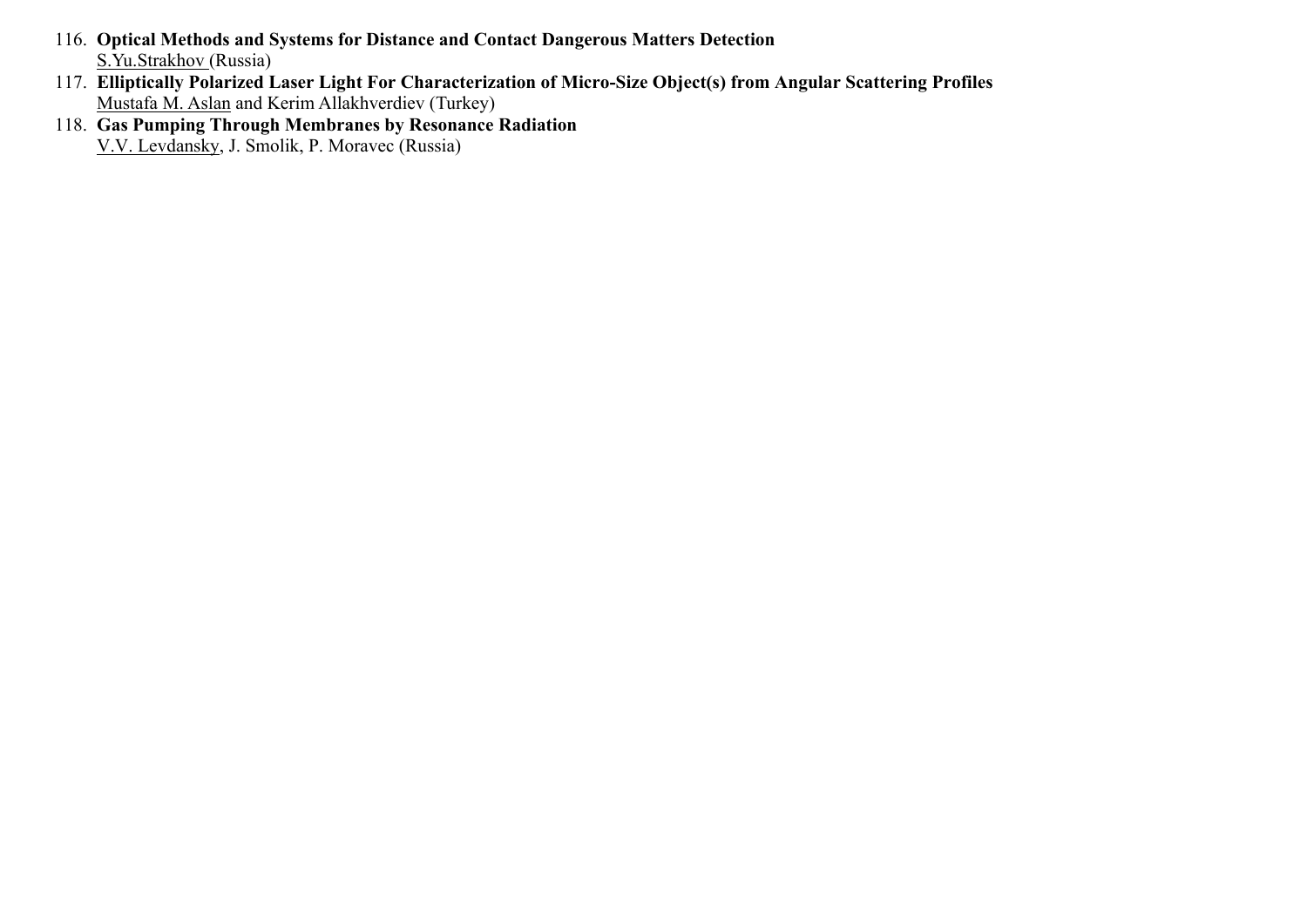116. **Optical Methods and Systems for Distance and Contact Dangerous Matters Detection**
S.Yu.Strakhov (Russia)
117. **Elliptically Polarized Laser Light For Characterization of Micro-Size Object(s) from Angular Scattering Profiles**
Mustafa M. Aslan and Kerim Allakhverdiev (Turkey)
118. **Gas Pumping Through Membranes by Resonance Radiation**
V.V. Levdansky, J. Smolik, P. Moravec (Russia)